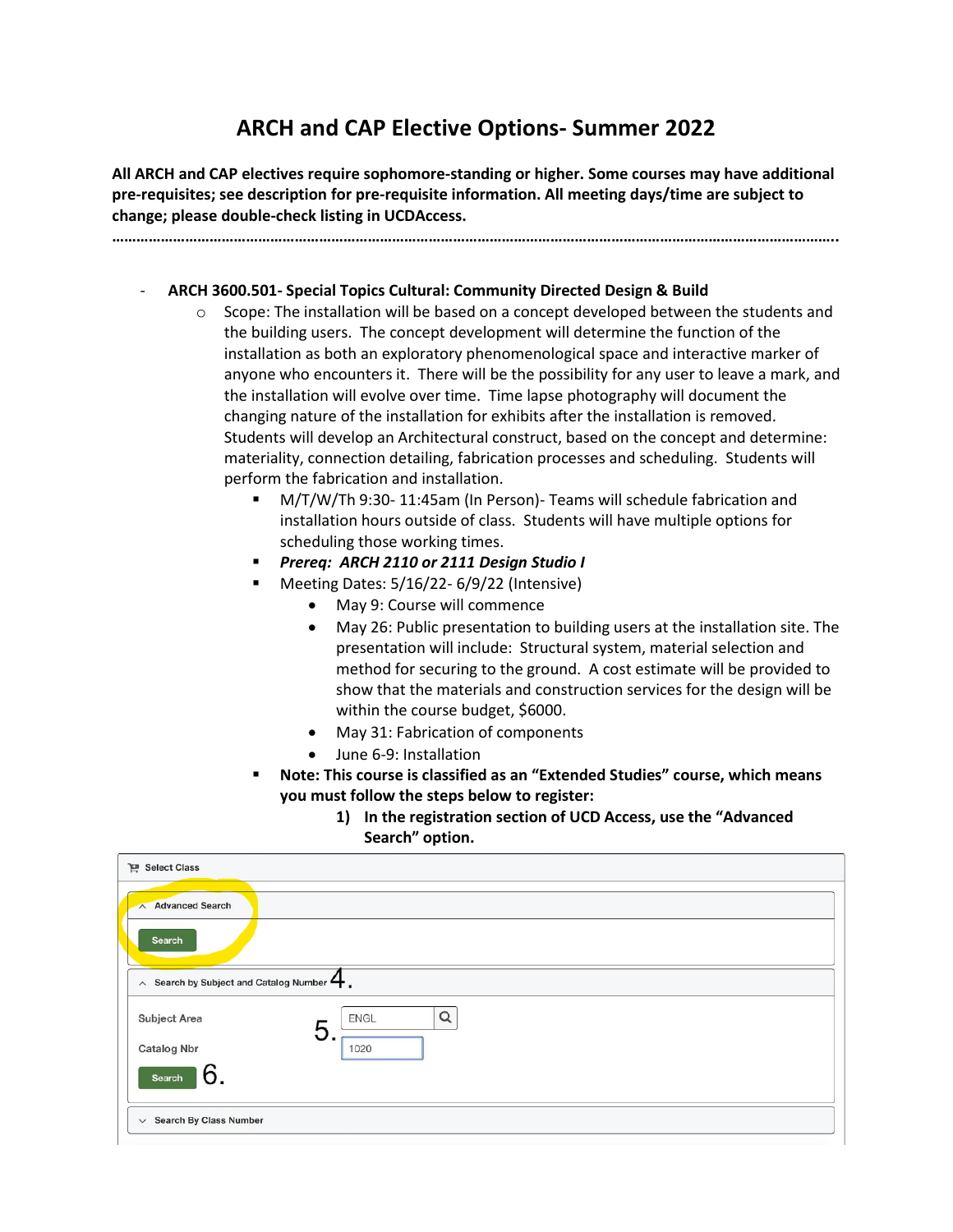# ARCH and CAP Elective Options- Summer 2022

**All ARCH and CAP electives require sophomore-standing or higher. Some courses may have additional pre-requisites; see description for pre-requisite information. All meeting days/time are subject to change; please double-check listing in UCDAccess.**

…………………………………………………………………………………………………………………………………………………………………………….

- **ARCH 3600.501- Special Topics Cultural: Community Directed Design & Build**
  - Scope: The installation will be based on a concept developed between the students and the building users. The concept development will determine the function of the installation as both an exploratory phenomenological space and interactive marker of anyone who encounters it. There will be the possibility for any user to leave a mark, and the installation will evolve over time. Time lapse photography will document the changing nature of the installation for exhibits after the installation is removed. Students will develop an Architectural construct, based on the concept and determine: materiality, connection detailing, fabrication processes and scheduling. Students will perform the fabrication and installation.
    - M/T/W/Th 9:30- 11:45am (In Person)- Teams will schedule fabrication and installation hours outside of class. Students will have multiple options for scheduling those working times.
    - ***Prereq: ARCH 2110 or 2111 Design Studio I***
    - Meeting Dates: 5/16/22- 6/9/22 (Intensive)
      - May 9: Course will commence
      - May 26: Public presentation to building users at the installation site. The presentation will include: Structural system, material selection and method for securing to the ground. A cost estimate will be provided to show that the materials and construction services for the design will be within the course budget, $6000.
      - May 31: Fabrication of components
      - June 6-9: Installation
    - **Note: This course is classified as an "Extended Studies" course, which means you must follow the steps below to register:**
      1) **In the registration section of UCD Access, use the "Advanced Search" option.**

Select Class

Advanced Search

Search

4. Search by Subject and Catalog Number

5. Subject Area: ENGL

Catalog Nbr: 1020

6. Search

Search By Class Number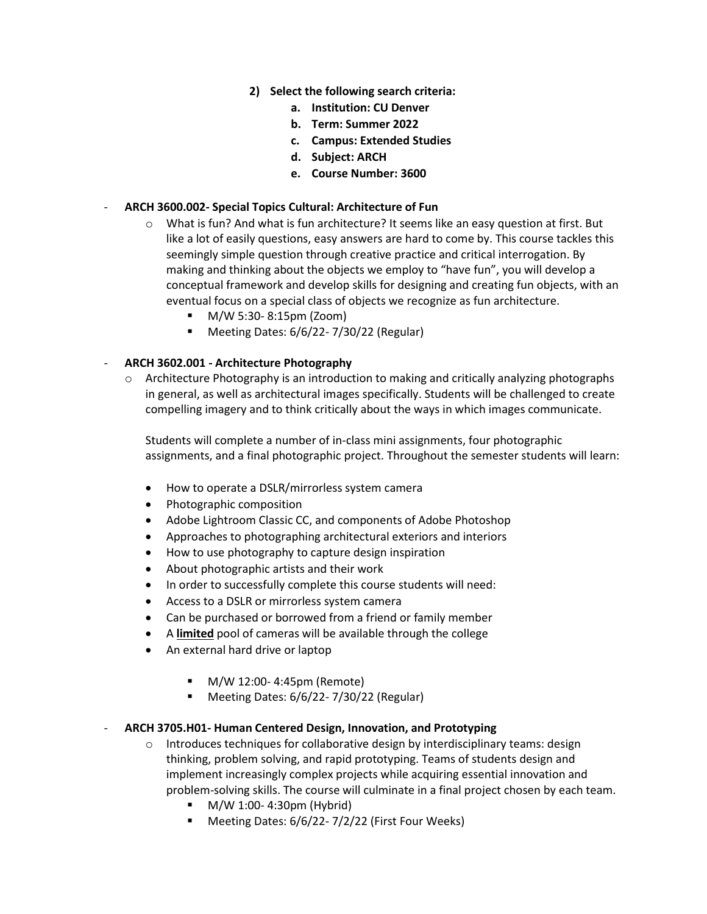2) **Select the following search criteria:**
    a. **Institution: CU Denver**
    b. **Term: Summer 2022**
    c. **Campus: Extended Studies**
    d. **Subject: ARCH**
    e. **Course Number: 3600**

- **ARCH 3600.002- Special Topics Cultural: Architecture of Fun**
    - What is fun? And what is fun architecture? It seems like an easy question at first. But like a lot of easily questions, easy answers are hard to come by. This course tackles this seemingly simple question through creative practice and critical interrogation. By making and thinking about the objects we employ to "have fun", you will develop a conceptual framework and develop skills for designing and creating fun objects, with an eventual focus on a special class of objects we recognize as fun architecture.
        - M/W 5:30- 8:15pm (Zoom)
        - Meeting Dates: 6/6/22- 7/30/22 (Regular)

- **ARCH 3602.001 - Architecture Photography**
    - Architecture Photography is an introduction to making and critically analyzing photographs in general, as well as architectural images specifically. Students will be challenged to create compelling imagery and to think critically about the ways in which images communicate.

      Students will complete a number of in-class mini assignments, four photographic assignments, and a final photographic project. Throughout the semester students will learn:

      - How to operate a DSLR/mirrorless system camera
      - Photographic composition
      - Adobe Lightroom Classic CC, and components of Adobe Photoshop
      - Approaches to photographing architectural exteriors and interiors
      - How to use photography to capture design inspiration
      - About photographic artists and their work
      - In order to successfully complete this course students will need:
      - Access to a DSLR or mirrorless system camera
      - Can be purchased or borrowed from a friend or family member
      - A **limited** pool of cameras will be available through the college
      - An external hard drive or laptop

        - M/W 12:00- 4:45pm (Remote)
        - Meeting Dates: 6/6/22- 7/30/22 (Regular)

- **ARCH 3705.H01- Human Centered Design, Innovation, and Prototyping**
    - Introduces techniques for collaborative design by interdisciplinary teams: design thinking, problem solving, and rapid prototyping. Teams of students design and implement increasingly complex projects while acquiring essential innovation and problem-solving skills. The course will culminate in a final project chosen by each team.
        - M/W 1:00- 4:30pm (Hybrid)
        - Meeting Dates: 6/6/22- 7/2/22 (First Four Weeks)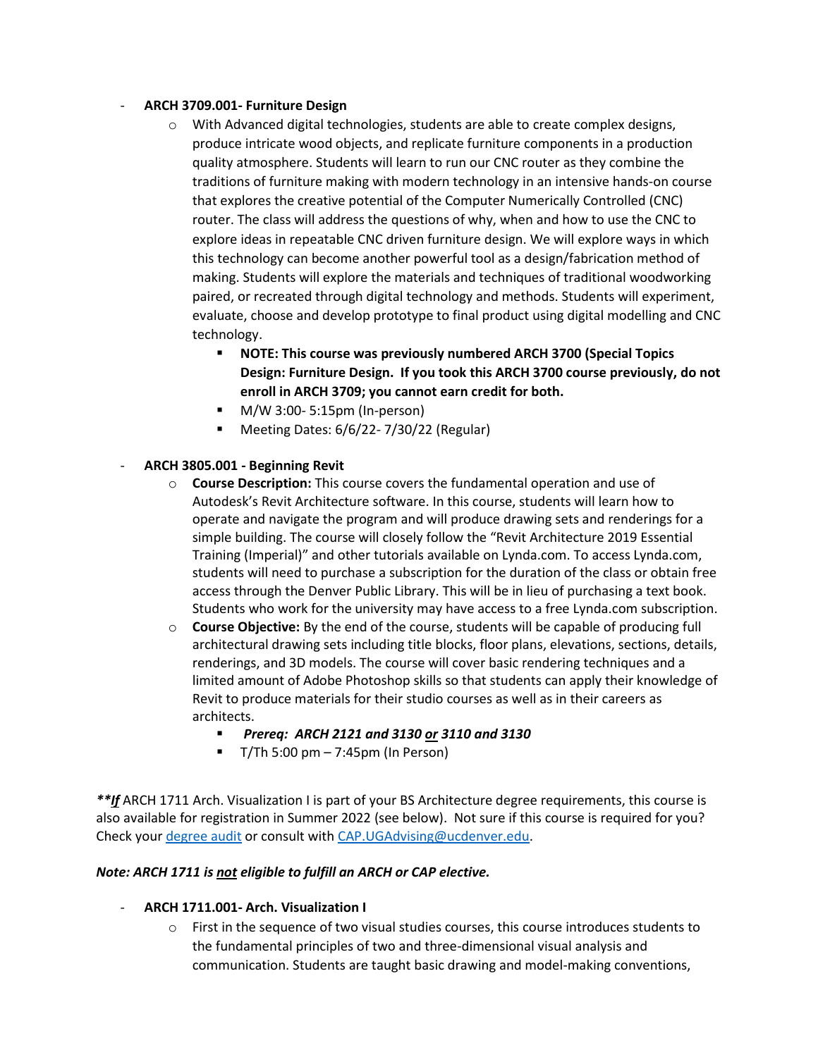- **ARCH 3709.001- Furniture Design**
    - With Advanced digital technologies, students are able to create complex designs, produce intricate wood objects, and replicate furniture components in a production quality atmosphere. Students will learn to run our CNC router as they combine the traditions of furniture making with modern technology in an intensive hands-on course that explores the creative potential of the Computer Numerically Controlled (CNC) router. The class will address the questions of why, when and how to use the CNC to explore ideas in repeatable CNC driven furniture design. We will explore ways in which this technology can become another powerful tool as a design/fabrication method of making. Students will explore the materials and techniques of traditional woodworking paired, or recreated through digital technology and methods. Students will experiment, evaluate, choose and develop prototype to final product using digital modelling and CNC technology.
        - **NOTE: This course was previously numbered ARCH 3700 (Special Topics Design: Furniture Design. If you took this ARCH 3700 course previously, do not enroll in ARCH 3709; you cannot earn credit for both.**
        - M/W 3:00- 5:15pm (In-person)
        - Meeting Dates: 6/6/22- 7/30/22 (Regular)

- **ARCH 3805.001 - Beginning Revit**
    - **Course Description:** This course covers the fundamental operation and use of Autodesk's Revit Architecture software. In this course, students will learn how to operate and navigate the program and will produce drawing sets and renderings for a simple building. The course will closely follow the "Revit Architecture 2019 Essential Training (Imperial)" and other tutorials available on Lynda.com. To access Lynda.com, students will need to purchase a subscription for the duration of the class or obtain free access through the Denver Public Library. This will be in lieu of purchasing a text book. Students who work for the university may have access to a free Lynda.com subscription.
    - **Course Objective:** By the end of the course, students will be capable of producing full architectural drawing sets including title blocks, floor plans, elevations, sections, details, renderings, and 3D models. The course will cover basic rendering techniques and a limited amount of Adobe Photoshop skills so that students can apply their knowledge of Revit to produce materials for their studio courses as well as in their careers as architects.
        - ***Prereq: ARCH 2121 and 3130 <u>or</u> 3110 and 3130***
        - T/Th 5:00 pm – 7:45pm (In Person)

***<u>If</u>*** ARCH 1711 Arch. Visualization I is part of your BS Architecture degree requirements, this course is also available for registration in Summer 2022 (see below). Not sure if this course is required for you? Check your [degree audit]() or consult with [CAP.UGAdvising@ucdenver.edu](mailto:CAP.UGAdvising@ucdenver.edu).

***Note: ARCH 1711 is <u>not</u> eligible to fulfill an ARCH or CAP elective.***

- **ARCH 1711.001- Arch. Visualization I**
    - First in the sequence of two visual studies courses, this course introduces students to the fundamental principles of two and three-dimensional visual analysis and communication. Students are taught basic drawing and model-making conventions,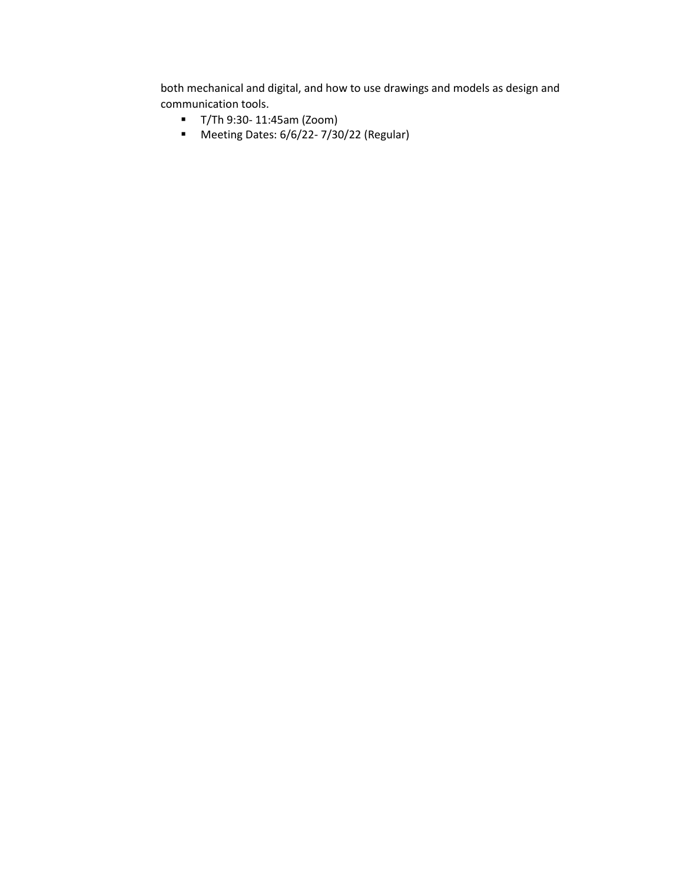both mechanical and digital, and how to use drawings and models as design and communication tools.

- T/Th 9:30- 11:45am (Zoom)
- Meeting Dates: 6/6/22- 7/30/22 (Regular)